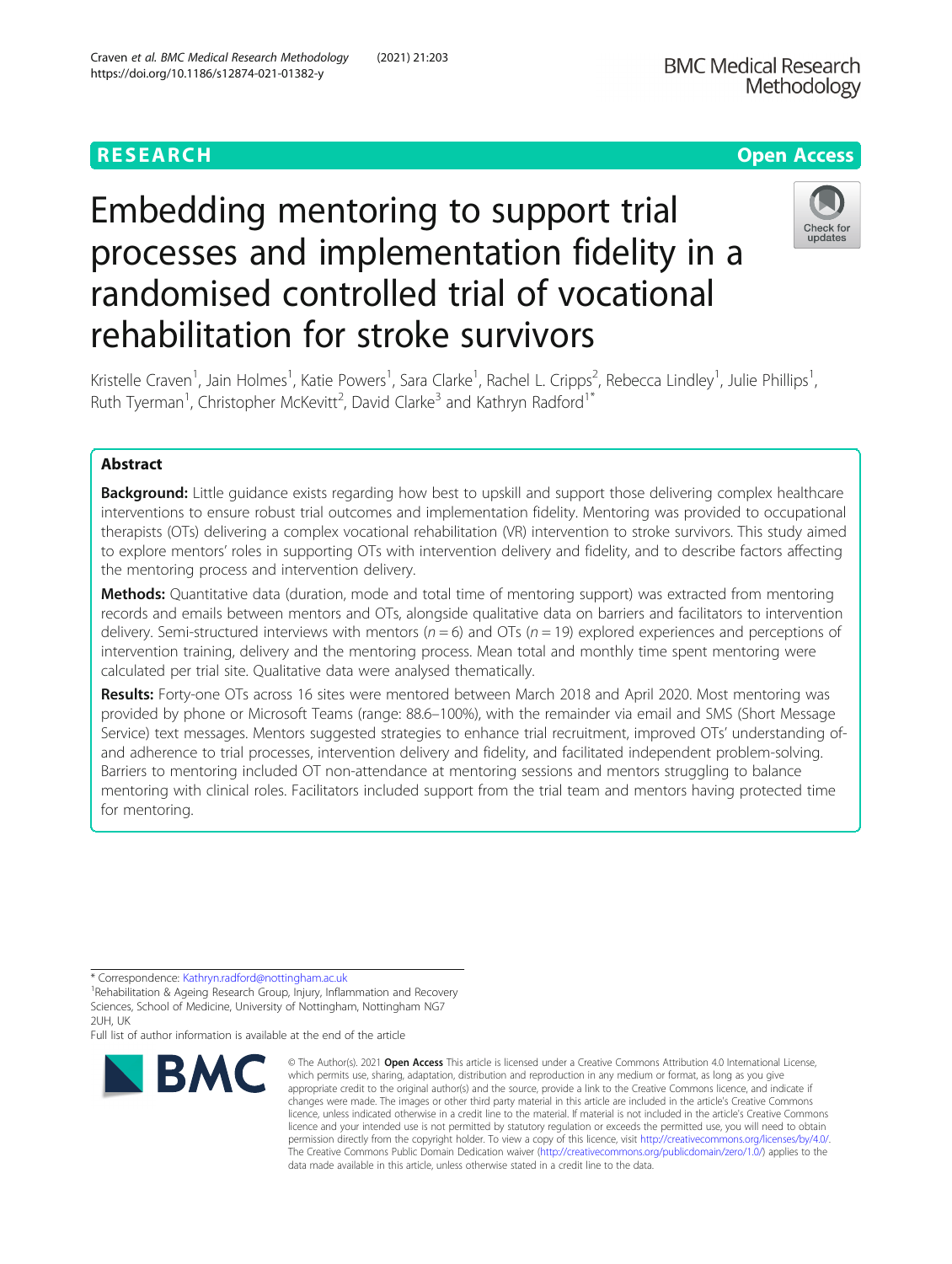# RESEARCH

# Embedding mentoring to support trial processes and implementation fidelity in a randomised controlled trial of vocational rehabilitation for stroke survivors

Kristelle Craven[1], Jain Holmes[1], Katie Powers[1], Sara Clarke[1], Rachel L. Cripps[2], Rebecca Lindley[1], Julie Phillips[1], Ruth Tyerman[1], Christopher McKevitt[2], David Clarke[3] and Kathryn Radford[1*]

## Abstract

**Background:** Little guidance exists regarding how best to upskill and support those delivering complex healthcare interventions to ensure robust trial outcomes and implementation fidelity. Mentoring was provided to occupational therapists (OTs) delivering a complex vocational rehabilitation (VR) intervention to stroke survivors. This study aimed to explore mentors' roles in supporting OTs with intervention delivery and fidelity, and to describe factors affecting the mentoring process and intervention delivery.

**Methods:** Quantitative data (duration, mode and total time of mentoring support) was extracted from mentoring records and emails between mentors and OTs, alongside qualitative data on barriers and facilitators to intervention delivery. Semi-structured interviews with mentors ($n = 6$) and OTs ($n = 19$) explored experiences and perceptions of intervention training, delivery and the mentoring process. Mean total and monthly time spent mentoring were calculated per trial site. Qualitative data were analysed thematically.

**Results:** Forty-one OTs across 16 sites were mentored between March 2018 and April 2020. Most mentoring was provided by phone or Microsoft Teams (range: 88.6–100%), with the remainder via email and SMS (Short Message Service) text messages. Mentors suggested strategies to enhance trial recruitment, improved OTs' understanding of- and adherence to trial processes, intervention delivery and fidelity, and facilitated independent problem-solving. Barriers to mentoring included OT non-attendance at mentoring sessions and mentors struggling to balance mentoring with clinical roles. Facilitators included support from the trial team and mentors having protected time for mentoring.

\* Correspondence: Kathryn.radford@nottingham.ac.uk
[1]Rehabilitation & Ageing Research Group, Injury, Inflammation and Recovery Sciences, School of Medicine, University of Nottingham, Nottingham NG7 2UH, UK
Full list of author information is available at the end of the article

© The Author(s). 2021 **Open Access** This article is licensed under a Creative Commons Attribution 4.0 International License, which permits use, sharing, adaptation, distribution and reproduction in any medium or format, as long as you give appropriate credit to the original author(s) and the source, provide a link to the Creative Commons licence, and indicate if changes were made. The images or other third party material in this article are included in the article's Creative Commons licence, unless indicated otherwise in a credit line to the material. If material is not included in the article's Creative Commons licence and your intended use is not permitted by statutory regulation or exceeds the permitted use, you will need to obtain permission directly from the copyright holder. To view a copy of this licence, visit http://creativecommons.org/licenses/by/4.0/. The Creative Commons Public Domain Dedication waiver (http://creativecommons.org/publicdomain/zero/1.0/) applies to the data made available in this article, unless otherwise stated in a credit line to the data.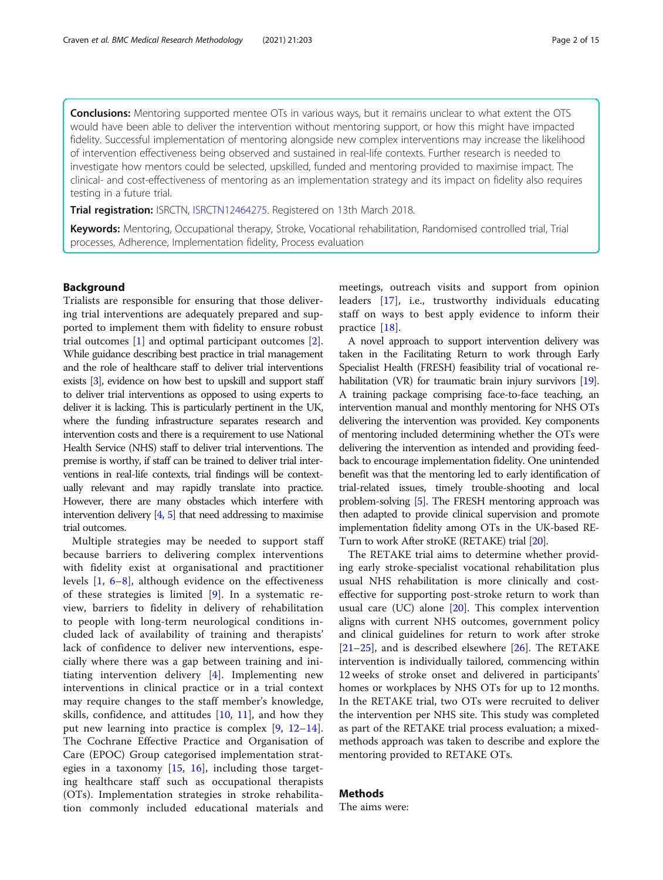**Conclusions:** Mentoring supported mentee OTs in various ways, but it remains unclear to what extent the OTS would have been able to deliver the intervention without mentoring support, or how this might have impacted fidelity. Successful implementation of mentoring alongside new complex interventions may increase the likelihood of intervention effectiveness being observed and sustained in real-life contexts. Further research is needed to investigate how mentors could be selected, upskilled, funded and mentoring provided to maximise impact. The clinical- and cost-effectiveness of mentoring as an implementation strategy and its impact on fidelity also requires testing in a future trial.

**Trial registration:** ISRCTN, ISRCTN12464275. Registered on 13th March 2018.

**Keywords:** Mentoring, Occupational therapy, Stroke, Vocational rehabilitation, Randomised controlled trial, Trial processes, Adherence, Implementation fidelity, Process evaluation

## Background

Trialists are responsible for ensuring that those delivering trial interventions are adequately prepared and supported to implement them with fidelity to ensure robust trial outcomes [1] and optimal participant outcomes [2]. While guidance describing best practice in trial management and the role of healthcare staff to deliver trial interventions exists [3], evidence on how best to upskill and support staff to deliver trial interventions as opposed to using experts to deliver it is lacking. This is particularly pertinent in the UK, where the funding infrastructure separates research and intervention costs and there is a requirement to use National Health Service (NHS) staff to deliver trial interventions. The premise is worthy, if staff can be trained to deliver trial interventions in real-life contexts, trial findings will be contextually relevant and may rapidly translate into practice. However, there are many obstacles which interfere with intervention delivery [4, 5] that need addressing to maximise trial outcomes.

Multiple strategies may be needed to support staff because barriers to delivering complex interventions with fidelity exist at organisational and practitioner levels [1, 6–8], although evidence on the effectiveness of these strategies is limited [9]. In a systematic review, barriers to fidelity in delivery of rehabilitation to people with long-term neurological conditions included lack of availability of training and therapists' lack of confidence to deliver new interventions, especially where there was a gap between training and initiating intervention delivery [4]. Implementing new interventions in clinical practice or in a trial context may require changes to the staff member's knowledge, skills, confidence, and attitudes [10, 11], and how they put new learning into practice is complex [9, 12–14]. The Cochrane Effective Practice and Organisation of Care (EPOC) Group categorised implementation strategies in a taxonomy [15, 16], including those targeting healthcare staff such as occupational therapists (OTs). Implementation strategies in stroke rehabilitation commonly included educational materials and meetings, outreach visits and support from opinion leaders [17], i.e., trustworthy individuals educating staff on ways to best apply evidence to inform their practice [18].

A novel approach to support intervention delivery was taken in the Facilitating Return to work through Early Specialist Health (FRESH) feasibility trial of vocational rehabilitation (VR) for traumatic brain injury survivors [19]. A training package comprising face-to-face teaching, an intervention manual and monthly mentoring for NHS OTs delivering the intervention was provided. Key components of mentoring included determining whether the OTs were delivering the intervention as intended and providing feedback to encourage implementation fidelity. One unintended benefit was that the mentoring led to early identification of trial-related issues, timely trouble-shooting and local problem-solving [5]. The FRESH mentoring approach was then adapted to provide clinical supervision and promote implementation fidelity among OTs in the UK-based RETurn to work After stroKE (RETAKE) trial [20].

The RETAKE trial aims to determine whether providing early stroke-specialist vocational rehabilitation plus usual NHS rehabilitation is more clinically and cost-effective for supporting post-stroke return to work than usual care (UC) alone [20]. This complex intervention aligns with current NHS outcomes, government policy and clinical guidelines for return to work after stroke [21–25], and is described elsewhere [26]. The RETAKE intervention is individually tailored, commencing within 12 weeks of stroke onset and delivered in participants' homes or workplaces by NHS OTs for up to 12 months. In the RETAKE trial, two OTs were recruited to deliver the intervention per NHS site. This study was completed as part of the RETAKE trial process evaluation; a mixed-methods approach was taken to describe and explore the mentoring provided to RETAKE OTs.

## Methods

The aims were: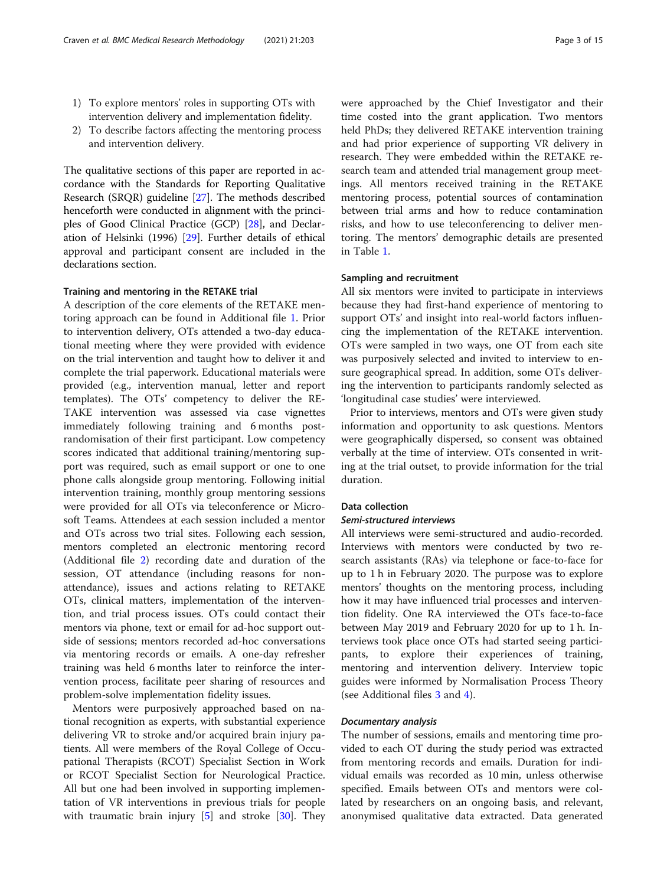1) To explore mentors' roles in supporting OTs with intervention delivery and implementation fidelity.
2) To describe factors affecting the mentoring process and intervention delivery.

The qualitative sections of this paper are reported in accordance with the Standards for Reporting Qualitative Research (SRQR) guideline [27]. The methods described henceforth were conducted in alignment with the principles of Good Clinical Practice (GCP) [28], and Declaration of Helsinki (1996) [29]. Further details of ethical approval and participant consent are included in the declarations section.

### Training and mentoring in the RETAKE trial

A description of the core elements of the RETAKE mentoring approach can be found in Additional file 1. Prior to intervention delivery, OTs attended a two-day educational meeting where they were provided with evidence on the trial intervention and taught how to deliver it and complete the trial paperwork. Educational materials were provided (e.g., intervention manual, letter and report templates). The OTs' competency to deliver the RETAKE intervention was assessed via case vignettes immediately following training and 6 months post-randomisation of their first participant. Low competency scores indicated that additional training/mentoring support was required, such as email support or one to one phone calls alongside group mentoring. Following initial intervention training, monthly group mentoring sessions were provided for all OTs via teleconference or Microsoft Teams. Attendees at each session included a mentor and OTs across two trial sites. Following each session, mentors completed an electronic mentoring record (Additional file 2) recording date and duration of the session, OT attendance (including reasons for non-attendance), issues and actions relating to RETAKE OTs, clinical matters, implementation of the intervention, and trial process issues. OTs could contact their mentors via phone, text or email for ad-hoc support outside of sessions; mentors recorded ad-hoc conversations via mentoring records or emails. A one-day refresher training was held 6 months later to reinforce the intervention process, facilitate peer sharing of resources and problem-solve implementation fidelity issues.

Mentors were purposively approached based on national recognition as experts, with substantial experience delivering VR to stroke and/or acquired brain injury patients. All were members of the Royal College of Occupational Therapists (RCOT) Specialist Section in Work or RCOT Specialist Section for Neurological Practice. All but one had been involved in supporting implementation of VR interventions in previous trials for people with traumatic brain injury [5] and stroke [30]. They were approached by the Chief Investigator and their time costed into the grant application. Two mentors held PhDs; they delivered RETAKE intervention training and had prior experience of supporting VR delivery in research. They were embedded within the RETAKE research team and attended trial management group meetings. All mentors received training in the RETAKE mentoring process, potential sources of contamination between trial arms and how to reduce contamination risks, and how to use teleconferencing to deliver mentoring. The mentors' demographic details are presented in Table 1.

### Sampling and recruitment

All six mentors were invited to participate in interviews because they had first-hand experience of mentoring to support OTs' and insight into real-world factors influencing the implementation of the RETAKE intervention. OTs were sampled in two ways, one OT from each site was purposively selected and invited to interview to ensure geographical spread. In addition, some OTs delivering the intervention to participants randomly selected as 'longitudinal case studies' were interviewed.

Prior to interviews, mentors and OTs were given study information and opportunity to ask questions. Mentors were geographically dispersed, so consent was obtained verbally at the time of interview. OTs consented in writing at the trial outset, to provide information for the trial duration.

### Data collection

#### *Semi-structured interviews*

All interviews were semi-structured and audio-recorded. Interviews with mentors were conducted by two research assistants (RAs) via telephone or face-to-face for up to 1 h in February 2020. The purpose was to explore mentors' thoughts on the mentoring process, including how it may have influenced trial processes and intervention fidelity. One RA interviewed the OTs face-to-face between May 2019 and February 2020 for up to 1 h. Interviews took place once OTs had started seeing participants, to explore their experiences of training, mentoring and intervention delivery. Interview topic guides were informed by Normalisation Process Theory (see Additional files 3 and 4).

#### *Documentary analysis*

The number of sessions, emails and mentoring time provided to each OT during the study period was extracted from mentoring records and emails. Duration for individual emails was recorded as 10 min, unless otherwise specified. Emails between OTs and mentors were collated by researchers on an ongoing basis, and relevant, anonymised qualitative data extracted. Data generated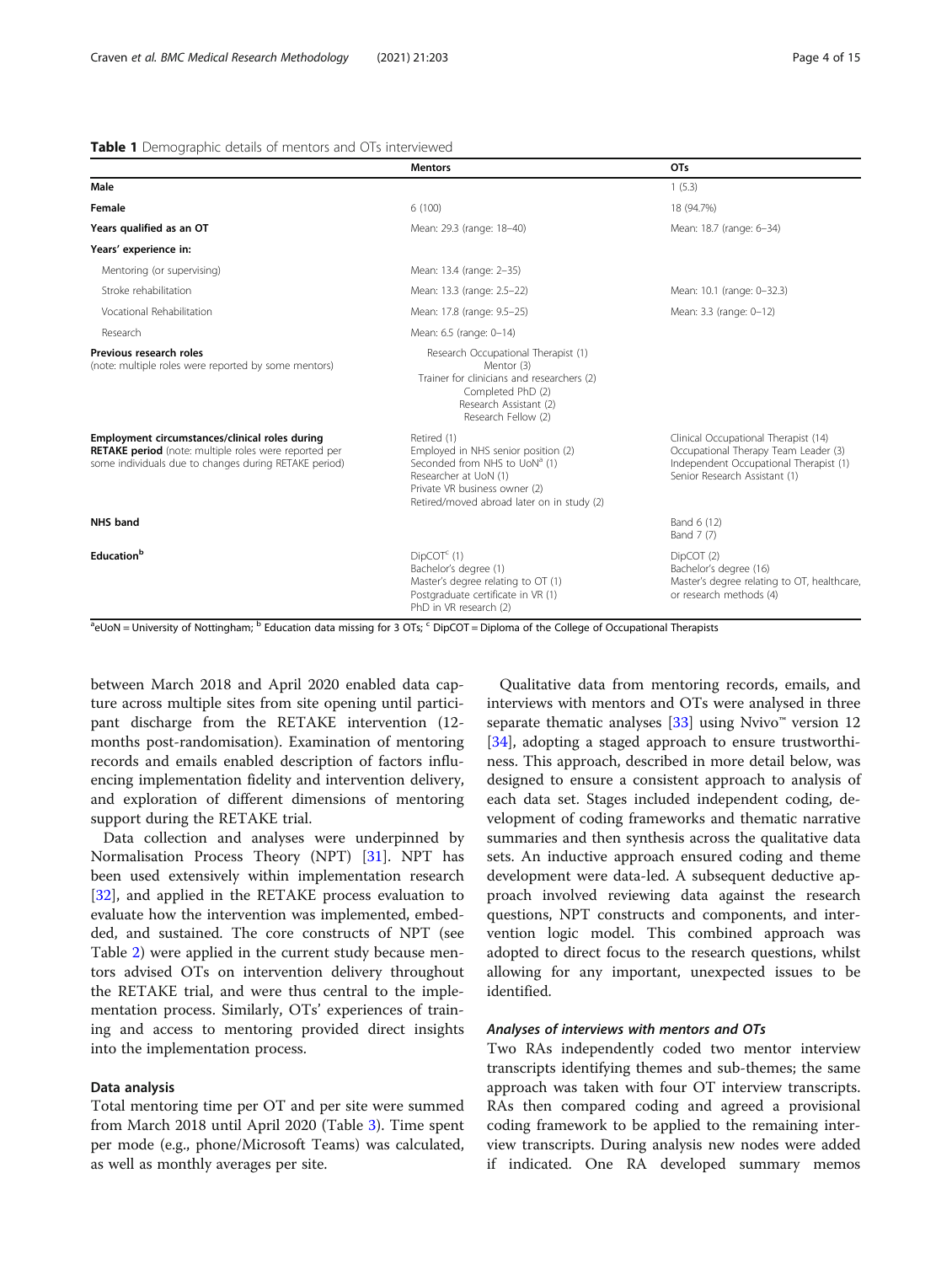**Table 1** Demographic details of mentors and OTs interviewed

| | Mentors | OTs |
|---|---|---|
| **Male** | | 1 (5.3) |
| **Female** | 6 (100) | 18 (94.7%) |
| **Years qualified as an OT** | Mean: 29.3 (range: 18–40) | Mean: 18.7 (range: 6–34) |
| **Years' experience in:** | | |
| Mentoring (or supervising) | Mean: 13.4 (range: 2–35) | |
| Stroke rehabilitation | Mean: 13.3 (range: 2.5–22) | Mean: 10.1 (range: 0–32.3) |
| Vocational Rehabilitation | Mean: 17.8 (range: 9.5–25) | Mean: 3.3 (range: 0–12) |
| Research | Mean: 6.5 (range: 0–14) | |
| **Previous research roles** (note: multiple roles were reported by some mentors) | Research Occupational Therapist (1)<br>Mentor (3)<br>Trainer for clinicians and researchers (2)<br>Completed PhD (2)<br>Research Assistant (2)<br>Research Fellow (2) | |
| **Employment circumstances/clinical roles during RETAKE period** (note: multiple roles were reported per some individuals due to changes during RETAKE period) | Retired (1)<br>Employed in NHS senior position (2)<br>Seconded from NHS to UoN[a] (1)<br>Researcher at UoN (1)<br>Private VR business owner (2)<br>Retired/moved abroad later on in study (2) | Clinical Occupational Therapist (14)<br>Occupational Therapy Team Leader (3)<br>Independent Occupational Therapist (1)<br>Senior Research Assistant (1) |
| **NHS band** | | Band 6 (12)<br>Band 7 (7) |
| **Education**[b] | DipCOT[c] (1)<br>Bachelor's degree (1)<br>Master's degree relating to OT (1)<br>Postgraduate certificate in VR (1)<br>PhD in VR research (2) | DipCOT (2)<br>Bachelor's degree (16)<br>Master's degree relating to OT, healthcare, or research methods (4) |

[a]UoN = University of Nottingham; [b] Education data missing for 3 OTs; [c] DipCOT = Diploma of the College of Occupational Therapists

between March 2018 and April 2020 enabled data capture across multiple sites from site opening until participant discharge from the RETAKE intervention (12-months post-randomisation). Examination of mentoring records and emails enabled description of factors influencing implementation fidelity and intervention delivery, and exploration of different dimensions of mentoring support during the RETAKE trial.

Data collection and analyses were underpinned by Normalisation Process Theory (NPT) [31]. NPT has been used extensively within implementation research [32], and applied in the RETAKE process evaluation to evaluate how the intervention was implemented, embedded, and sustained. The core constructs of NPT (see Table 2) were applied in the current study because mentors advised OTs on intervention delivery throughout the RETAKE trial, and were thus central to the implementation process. Similarly, OTs' experiences of training and access to mentoring provided direct insights into the implementation process.

### Data analysis

Total mentoring time per OT and per site were summed from March 2018 until April 2020 (Table 3). Time spent per mode (e.g., phone/Microsoft Teams) was calculated, as well as monthly averages per site.

Qualitative data from mentoring records, emails, and interviews with mentors and OTs were analysed in three separate thematic analyses [33] using Nvivo™ version 12 [34], adopting a staged approach to ensure trustworthiness. This approach, described in more detail below, was designed to ensure a consistent approach to analysis of each data set. Stages included independent coding, development of coding frameworks and thematic narrative summaries and then synthesis across the qualitative data sets. An inductive approach ensured coding and theme development were data-led. A subsequent deductive approach involved reviewing data against the research questions, NPT constructs and components, and intervention logic model. This combined approach was adopted to direct focus to the research questions, whilst allowing for any important, unexpected issues to be identified.

#### *Analyses of interviews with mentors and OTs*

Two RAs independently coded two mentor interview transcripts identifying themes and sub-themes; the same approach was taken with four OT interview transcripts. RAs then compared coding and agreed a provisional coding framework to be applied to the remaining interview transcripts. During analysis new nodes were added if indicated. One RA developed summary memos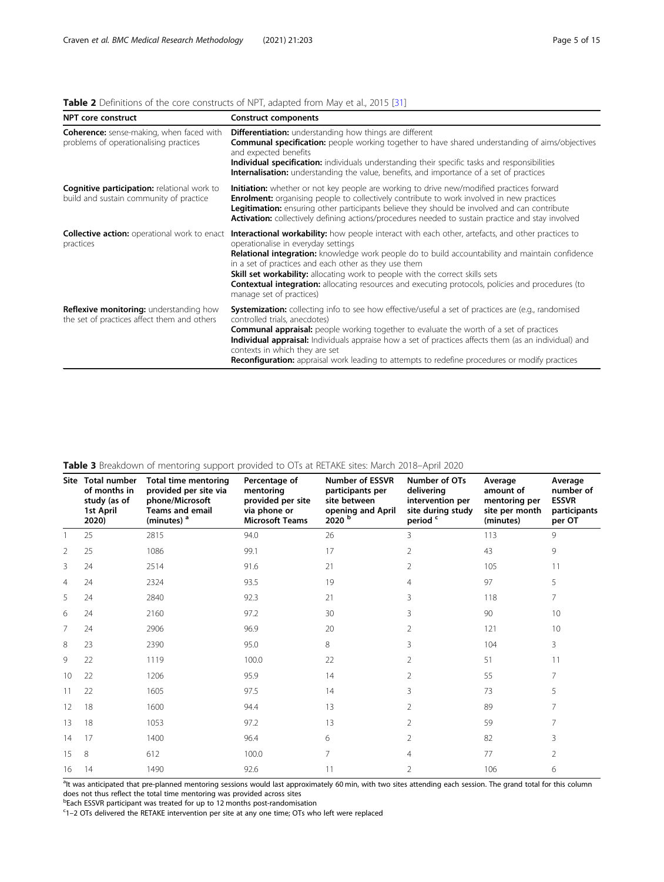**Table 2** Definitions of the core constructs of NPT, adapted from May et al., 2015 [31]

| NPT core construct | Construct components |
|---|---|
| **Coherence:** sense-making, when faced with problems of operationalising practices | **Differentiation:** understanding how things are different<br>**Communal specification:** people working together to have shared understanding of aims/objectives and expected benefits<br>**Individual specification:** individuals understanding their specific tasks and responsibilities<br>**Internalisation:** understanding the value, benefits, and importance of a set of practices |
| **Cognitive participation:** relational work to build and sustain community of practice | **Initiation:** whether or not key people are working to drive new/modified practices forward<br>**Enrolment:** organising people to collectively contribute to work involved in new practices<br>**Legitimation:** ensuring other participants believe they should be involved and can contribute<br>**Activation:** collectively defining actions/procedures needed to sustain practice and stay involved |
| **Collective action:** operational work to enact practices | **Interactional workability:** how people interact with each other, artefacts, and other practices to operationalise in everyday settings<br>**Relational integration:** knowledge work people do to build accountability and maintain confidence in a set of practices and each other as they use them<br>**Skill set workability:** allocating work to people with the correct skills sets<br>**Contextual integration:** allocating resources and executing protocols, policies and procedures (to manage set of practices) |
| **Reflexive monitoring:** understanding how the set of practices affect them and others | **Systemization:** collecting info to see how effective/useful a set of practices are (e.g., randomised controlled trials, anecdotes)<br>**Communal appraisal:** people working together to evaluate the worth of a set of practices<br>**Individual appraisal:** Individuals appraise how a set of practices affects them (as an individual) and contexts in which they are set<br>**Reconfiguration:** appraisal work leading to attempts to redefine procedures or modify practices |

**Table 3** Breakdown of mentoring support provided to OTs at RETAKE sites: March 2018–April 2020

| Site | Total number of months in study (as of 1st April 2020) | Total time mentoring provided per site via phone/Microsoft Teams and email (minutes) [a] | Percentage of mentoring provided per site via phone or Microsoft Teams | Number of ESSVR participants per site between opening and April 2020 [b] | Number of OTs delivering intervention per site during study period [c] | Average amount of mentoring per site per month (minutes) | Average number of ESSVR participants per OT |
|---|---|---|---|---|---|---|---|
| 1 | 25 | 2815 | 94.0 | 26 | 3 | 113 | 9 |
| 2 | 25 | 1086 | 99.1 | 17 | 2 | 43 | 9 |
| 3 | 24 | 2514 | 91.6 | 21 | 2 | 105 | 11 |
| 4 | 24 | 2324 | 93.5 | 19 | 4 | 97 | 5 |
| 5 | 24 | 2840 | 92.3 | 21 | 3 | 118 | 7 |
| 6 | 24 | 2160 | 97.2 | 30 | 3 | 90 | 10 |
| 7 | 24 | 2906 | 96.9 | 20 | 2 | 121 | 10 |
| 8 | 23 | 2390 | 95.0 | 8 | 3 | 104 | 3 |
| 9 | 22 | 1119 | 100.0 | 22 | 2 | 51 | 11 |
| 10 | 22 | 1206 | 95.9 | 14 | 2 | 55 | 7 |
| 11 | 22 | 1605 | 97.5 | 14 | 3 | 73 | 5 |
| 12 | 18 | 1600 | 94.4 | 13 | 2 | 89 | 7 |
| 13 | 18 | 1053 | 97.2 | 13 | 2 | 59 | 7 |
| 14 | 17 | 1400 | 96.4 | 6 | 2 | 82 | 3 |
| 15 | 8 | 612 | 100.0 | 7 | 4 | 77 | 2 |
| 16 | 14 | 1490 | 92.6 | 11 | 2 | 106 | 6 |

[a] It was anticipated that pre-planned mentoring sessions would last approximately 60 min, with two sites attending each session. The grand total for this column does not thus reflect the total time mentoring was provided across sites

[b] Each ESSVR participant was treated for up to 12 months post-randomisation

[c] 1–2 OTs delivered the RETAKE intervention per site at any one time; OTs who left were replaced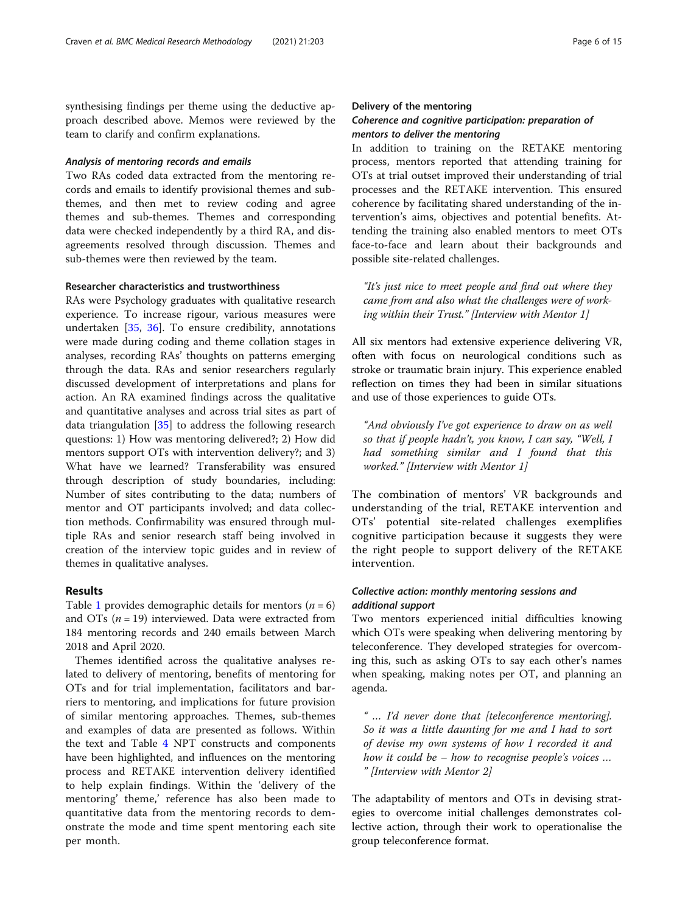synthesising findings per theme using the deductive approach described above. Memos were reviewed by the team to clarify and confirm explanations.

#### *Analysis of mentoring records and emails*

Two RAs coded data extracted from the mentoring records and emails to identify provisional themes and sub-themes, and then met to review coding and agree themes and sub-themes. Themes and corresponding data were checked independently by a third RA, and disagreements resolved through discussion. Themes and sub-themes were then reviewed by the team.

### Researcher characteristics and trustworthiness

RAs were Psychology graduates with qualitative research experience. To increase rigour, various measures were undertaken [35, 36]. To ensure credibility, annotations were made during coding and theme collation stages in analyses, recording RAs' thoughts on patterns emerging through the data. RAs and senior researchers regularly discussed development of interpretations and plans for action. An RA examined findings across the qualitative and quantitative analyses and across trial sites as part of data triangulation [35] to address the following research questions: 1) How was mentoring delivered?; 2) How did mentors support OTs with intervention delivery?; and 3) What have we learned? Transferability was ensured through description of study boundaries, including: Number of sites contributing to the data; numbers of mentor and OT participants involved; and data collection methods. Confirmability was ensured through multiple RAs and senior research staff being involved in creation of the interview topic guides and in review of themes in qualitative analyses.

## Results

Table 1 provides demographic details for mentors ($n = 6$) and OTs ($n = 19$) interviewed. Data were extracted from 184 mentoring records and 240 emails between March 2018 and April 2020.

Themes identified across the qualitative analyses related to delivery of mentoring, benefits of mentoring for OTs and for trial implementation, facilitators and barriers to mentoring, and implications for future provision of similar mentoring approaches. Themes, sub-themes and examples of data are presented as follows. Within the text and Table 4 NPT constructs and components have been highlighted, and influences on the mentoring process and RETAKE intervention delivery identified to help explain findings. Within the 'delivery of the mentoring' theme,' reference has also been made to quantitative data from the mentoring records to demonstrate the mode and time spent mentoring each site per month.

### Delivery of the mentoring

#### *Coherence and cognitive participation: preparation of mentors to deliver the mentoring*

In addition to training on the RETAKE mentoring process, mentors reported that attending training for OTs at trial outset improved their understanding of trial processes and the RETAKE intervention. This ensured coherence by facilitating shared understanding of the intervention's aims, objectives and potential benefits. Attending the training also enabled mentors to meet OTs face-to-face and learn about their backgrounds and possible site-related challenges.

> *"It's just nice to meet people and find out where they came from and also what the challenges were of working within their Trust." [Interview with Mentor 1]*

All six mentors had extensive experience delivering VR, often with focus on neurological conditions such as stroke or traumatic brain injury. This experience enabled reflection on times they had been in similar situations and use of those experiences to guide OTs.

> *"And obviously I've got experience to draw on as well so that if people hadn't, you know, I can say, "Well, I had something similar and I found that this worked." [Interview with Mentor 1]*

The combination of mentors' VR backgrounds and understanding of the trial, RETAKE intervention and OTs' potential site-related challenges exemplifies cognitive participation because it suggests they were the right people to support delivery of the RETAKE intervention.

#### *Collective action: monthly mentoring sessions and additional support*

Two mentors experienced initial difficulties knowing which OTs were speaking when delivering mentoring by teleconference. They developed strategies for overcoming this, such as asking OTs to say each other's names when speaking, making notes per OT, and planning an agenda.

> *" … I'd never done that [teleconference mentoring]. So it was a little daunting for me and I had to sort of devise my own systems of how I recorded it and how it could be – how to recognise people's voices … " [Interview with Mentor 2]*

The adaptability of mentors and OTs in devising strategies to overcome initial challenges demonstrates collective action, through their work to operationalise the group teleconference format.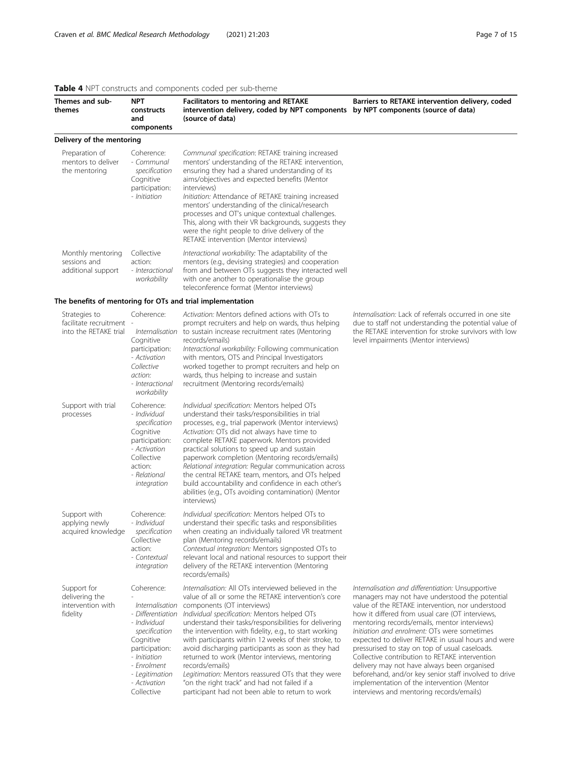**Table 4** NPT constructs and components coded per sub-theme

| Themes and sub-themes | NPT constructs and components | Facilitators to mentoring and RETAKE intervention delivery, coded by NPT components (source of data) | Barriers to RETAKE intervention delivery, coded by NPT components (source of data) |
|---|---|---|---|
| **Delivery of the mentoring** | | | |
| Preparation of mentors to deliver the mentoring | Coherence: - *Communal specification* Cognitive participation: - *Initiation* | *Communal specification*: RETAKE training increased mentors' understanding of the RETAKE intervention, ensuring they had a shared understanding of its aims/objectives and expected benefits (Mentor interviews) *Initiation:* Attendance of RETAKE training increased mentors' understanding of the clinical/research processes and OT's unique contextual challenges. This, along with their VR backgrounds, suggests they were the right people to drive delivery of the RETAKE intervention (Mentor interviews) | |
| Monthly mentoring sessions and additional support | Collective action: - *Interactional workability* | *Interactional workability:* The adaptability of the mentors (e.g., devising strategies) and cooperation from and between OTs suggests they interacted well with one another to operationalise the group teleconference format (Mentor interviews) | |
| **The benefits of mentoring for OTs and trial implementation** | | | |
| Strategies to facilitate recruitment into the RETAKE trial | Coherence: - *Internalisation* Cognitive participation: - *Activation* Collective action: - *Interactional workability* | *Activation:* Mentors defined actions with OTs to prompt recruiters and help on wards, thus helping to sustain increase recruitment rates (Mentoring records/emails) *Interactional workability:* Following communication with mentors, OTS and Principal Investigators worked together to prompt recruiters and help on wards, thus helping to increase and sustain recruitment (Mentoring records/emails) | *Internalisation:* Lack of referrals occurred in one site due to staff not understanding the potential value of the RETAKE intervention for stroke survivors with low level impairments (Mentor interviews) |
| Support with trial processes | Coherence: - *Individual specification* Cognitive participation: - *Activation* Collective action: - *Relational integration* | *Individual specification:* Mentors helped OTs understand their tasks/responsibilities in trial processes, e.g., trial paperwork (Mentor interviews) *Activation:* OTs did not always have time to complete RETAKE paperwork. Mentors provided practical solutions to speed up and sustain paperwork completion (Mentoring records/emails) *Relational integration:* Regular communication across the central RETAKE team, mentors, and OTs helped build accountability and confidence in each other's abilities (e.g., OTs avoiding contamination) (Mentor interviews) | |
| Support with applying newly acquired knowledge | Coherence: - *Individual specification* Collective action: - *Contextual integration* | *Individual specification:* Mentors helped OTs to understand their specific tasks and responsibilities when creating an individually tailored VR treatment plan (Mentoring records/emails) *Contextual integration:* Mentors signposted OTs to relevant local and national resources to support their delivery of the RETAKE intervention (Mentoring records/emails) | |
| Support for delivering the intervention with fidelity | Coherence: - *Internalisation* - *Differentiation* - *Individual specification* Cognitive participation: - *Initiation* - *Enrolment* - *Legitimation* - *Activation* Collective | *Internalisation:* All OTs interviewed believed in the value of all or some the RETAKE intervention's core components (OT interviews) *Individual specification:* Mentors helped OTs understand their tasks/responsibilities for delivering the intervention with fidelity, e.g., to start working with participants within 12 weeks of their stroke, to avoid discharging participants as soon as they had returned to work (Mentor interviews, mentoring records/emails) *Legitimation:* Mentors reassured OTs that they were "on the right track" and had not failed if a participant had not been able to return to work | *Internalisation and differentiation:* Unsupportive managers may not have understood the potential value of the RETAKE intervention, nor understood how it differed from usual care (OT interviews, mentoring records/emails, mentor interviews) *Initiation and enrolment:* OTs were sometimes expected to deliver RETAKE in usual hours and were pressurised to stay on top of usual caseloads. Collective contribution to RETAKE intervention delivery may not have always been organised beforehand, and/or key senior staff involved to drive implementation of the intervention (Mentor interviews and mentoring records/emails) |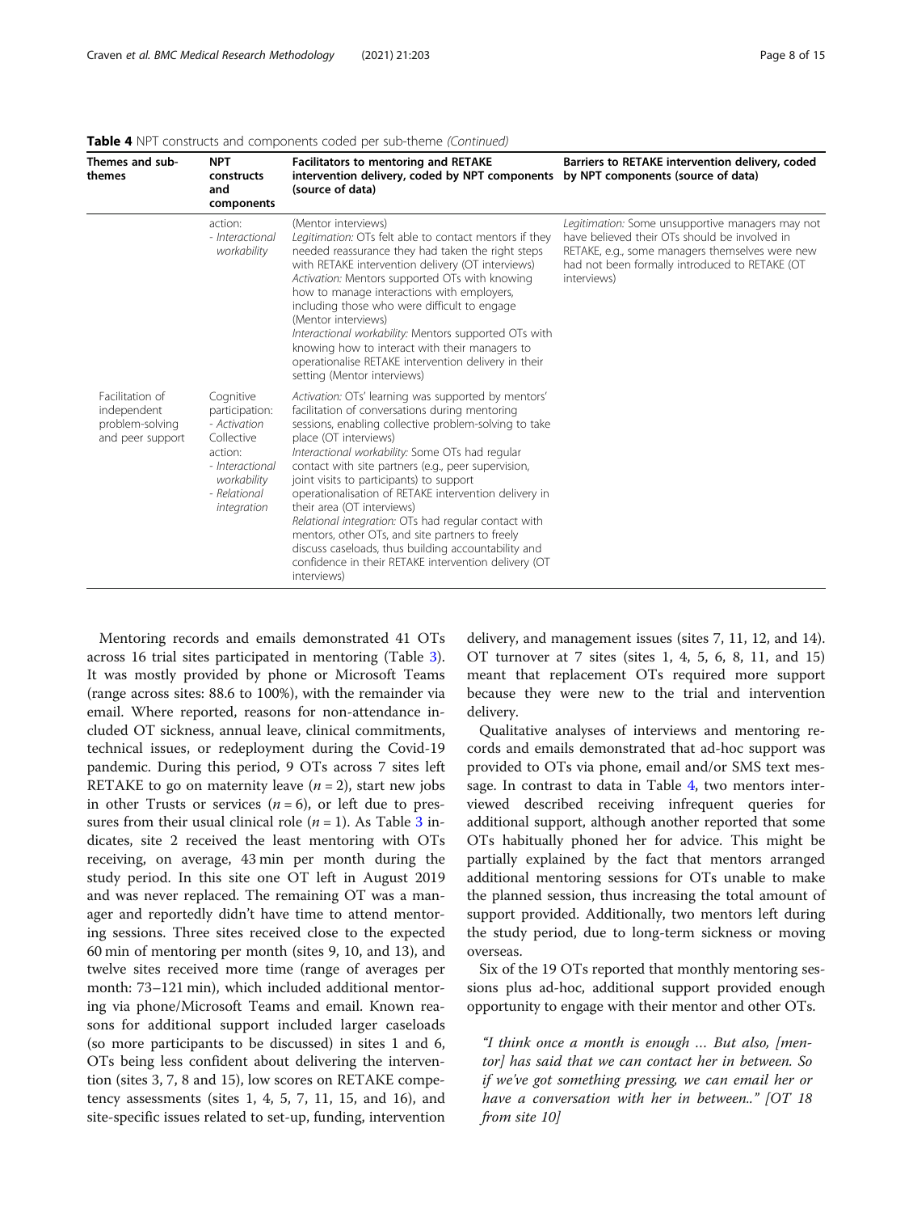**Table 4** NPT constructs and components coded per sub-theme *(Continued)*

| Themes and sub-themes | NPT constructs and components | Facilitators to mentoring and RETAKE intervention delivery, coded by NPT components (source of data) | Barriers to RETAKE intervention delivery, coded by NPT components (source of data) |
|---|---|---|---|
| | action:<br>- *Interactional workability* | (Mentor interviews)<br>*Legitimation:* OTs felt able to contact mentors if they needed reassurance they had taken the right steps with RETAKE intervention delivery (OT interviews)<br>*Activation:* Mentors supported OTs with knowing how to manage interactions with employers, including those who were difficult to engage (Mentor interviews)<br>*Interactional workability:* Mentors supported OTs with knowing how to interact with their managers to operationalise RETAKE intervention delivery in their setting (Mentor interviews) | *Legitimation:* Some unsupportive managers may not have believed their OTs should be involved in RETAKE, e.g., some managers themselves were new had not been formally introduced to RETAKE (OT interviews) |
| Facilitation of independent problem-solving and peer support | Cognitive participation:<br>- *Activation*<br>Collective action:<br>- *Interactional workability*<br>- *Relational integration* | *Activation:* OTs' learning was supported by mentors' facilitation of conversations during mentoring sessions, enabling collective problem-solving to take place (OT interviews)<br>*Interactional workability:* Some OTs had regular contact with site partners (e.g., peer supervision, joint visits to participants) to support operationalisation of RETAKE intervention delivery in their area (OT interviews)<br>*Relational integration:* OTs had regular contact with mentors, other OTs, and site partners to freely discuss caseloads, thus building accountability and confidence in their RETAKE intervention delivery (OT interviews) | |

Mentoring records and emails demonstrated 41 OTs across 16 trial sites participated in mentoring (Table 3). It was mostly provided by phone or Microsoft Teams (range across sites: 88.6 to 100%), with the remainder via email. Where reported, reasons for non-attendance included OT sickness, annual leave, clinical commitments, technical issues, or redeployment during the Covid-19 pandemic. During this period, 9 OTs across 7 sites left RETAKE to go on maternity leave ($n = 2$), start new jobs in other Trusts or services ($n = 6$), or left due to pressures from their usual clinical role ($n = 1$). As Table 3 indicates, site 2 received the least mentoring with OTs receiving, on average, 43 min per month during the study period. In this site one OT left in August 2019 and was never replaced. The remaining OT was a manager and reportedly didn't have time to attend mentoring sessions. Three sites received close to the expected 60 min of mentoring per month (sites 9, 10, and 13), and twelve sites received more time (range of averages per month: 73–121 min), which included additional mentoring via phone/Microsoft Teams and email. Known reasons for additional support included larger caseloads (so more participants to be discussed) in sites 1 and 6, OTs being less confident about delivering the intervention (sites 3, 7, 8 and 15), low scores on RETAKE competency assessments (sites 1, 4, 5, 7, 11, 15, and 16), and site-specific issues related to set-up, funding, intervention delivery, and management issues (sites 7, 11, 12, and 14). OT turnover at 7 sites (sites 1, 4, 5, 6, 8, 11, and 15) meant that replacement OTs required more support because they were new to the trial and intervention delivery.

Qualitative analyses of interviews and mentoring records and emails demonstrated that ad-hoc support was provided to OTs via phone, email and/or SMS text message. In contrast to data in Table 4, two mentors interviewed described receiving infrequent queries for additional support, although another reported that some OTs habitually phoned her for advice. This might be partially explained by the fact that mentors arranged additional mentoring sessions for OTs unable to make the planned session, thus increasing the total amount of support provided. Additionally, two mentors left during the study period, due to long-term sickness or moving overseas.

Six of the 19 OTs reported that monthly mentoring sessions plus ad-hoc, additional support provided enough opportunity to engage with their mentor and other OTs.

> *"I think once a month is enough … But also, [mentor] has said that we can contact her in between. So if we've got something pressing, we can email her or have a conversation with her in between.." [OT 18 from site 10]*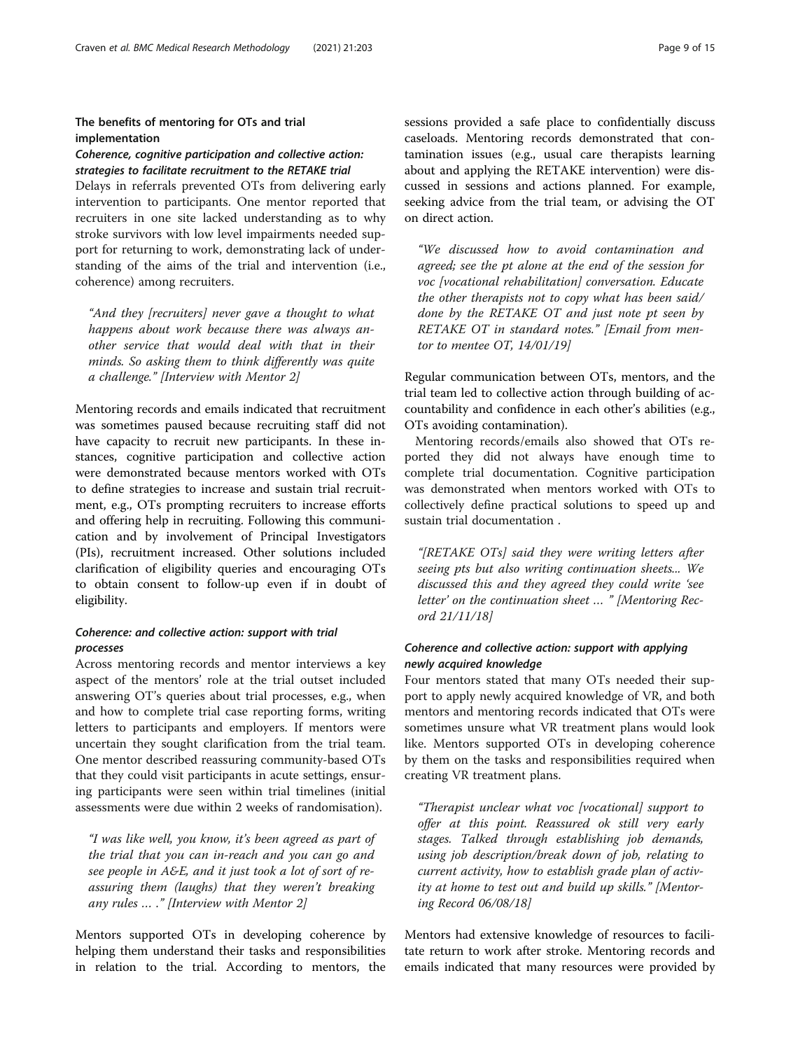### The benefits of mentoring for OTs and trial implementation

#### *Coherence, cognitive participation and collective action: strategies to facilitate recruitment to the RETAKE trial*

Delays in referrals prevented OTs from delivering early intervention to participants. One mentor reported that recruiters in one site lacked understanding as to why stroke survivors with low level impairments needed support for returning to work, demonstrating lack of understanding of the aims of the trial and intervention (i.e., coherence) among recruiters.

> *"And they [recruiters] never gave a thought to what happens about work because there was always another service that would deal with that in their minds. So asking them to think differently was quite a challenge." [Interview with Mentor 2]*

Mentoring records and emails indicated that recruitment was sometimes paused because recruiting staff did not have capacity to recruit new participants. In these instances, cognitive participation and collective action were demonstrated because mentors worked with OTs to define strategies to increase and sustain trial recruitment, e.g., OTs prompting recruiters to increase efforts and offering help in recruiting. Following this communication and by involvement of Principal Investigators (PIs), recruitment increased. Other solutions included clarification of eligibility queries and encouraging OTs to obtain consent to follow-up even if in doubt of eligibility.

#### *Coherence: and collective action: support with trial processes*

Across mentoring records and mentor interviews a key aspect of the mentors' role at the trial outset included answering OT's queries about trial processes, e.g., when and how to complete trial case reporting forms, writing letters to participants and employers. If mentors were uncertain they sought clarification from the trial team. One mentor described reassuring community-based OTs that they could visit participants in acute settings, ensuring participants were seen within trial timelines (initial assessments were due within 2 weeks of randomisation).

> *"I was like well, you know, it's been agreed as part of the trial that you can in-reach and you can go and see people in A&E, and it just took a lot of sort of reassuring them (laughs) that they weren't breaking any rules … ." [Interview with Mentor 2]*

Mentors supported OTs in developing coherence by helping them understand their tasks and responsibilities in relation to the trial. According to mentors, the sessions provided a safe place to confidentially discuss caseloads. Mentoring records demonstrated that contamination issues (e.g., usual care therapists learning about and applying the RETAKE intervention) were discussed in sessions and actions planned. For example, seeking advice from the trial team, or advising the OT on direct action.

> *"We discussed how to avoid contamination and agreed; see the pt alone at the end of the session for voc [vocational rehabilitation] conversation. Educate the other therapists not to copy what has been said/done by the RETAKE OT and just note pt seen by RETAKE OT in standard notes." [Email from mentor to mentee OT, 14/01/19]*

Regular communication between OTs, mentors, and the trial team led to collective action through building of accountability and confidence in each other's abilities (e.g., OTs avoiding contamination).

Mentoring records/emails also showed that OTs reported they did not always have enough time to complete trial documentation. Cognitive participation was demonstrated when mentors worked with OTs to collectively define practical solutions to speed up and sustain trial documentation .

> *"[RETAKE OTs] said they were writing letters after seeing pts but also writing continuation sheets... We discussed this and they agreed they could write 'see letter' on the continuation sheet … " [Mentoring Record 21/11/18]*

#### *Coherence and collective action: support with applying newly acquired knowledge*

Four mentors stated that many OTs needed their support to apply newly acquired knowledge of VR, and both mentors and mentoring records indicated that OTs were sometimes unsure what VR treatment plans would look like. Mentors supported OTs in developing coherence by them on the tasks and responsibilities required when creating VR treatment plans.

> *"Therapist unclear what voc [vocational] support to offer at this point. Reassured ok still very early stages. Talked through establishing job demands, using job description/break down of job, relating to current activity, how to establish grade plan of activity at home to test out and build up skills." [Mentoring Record 06/08/18]*

Mentors had extensive knowledge of resources to facilitate return to work after stroke. Mentoring records and emails indicated that many resources were provided by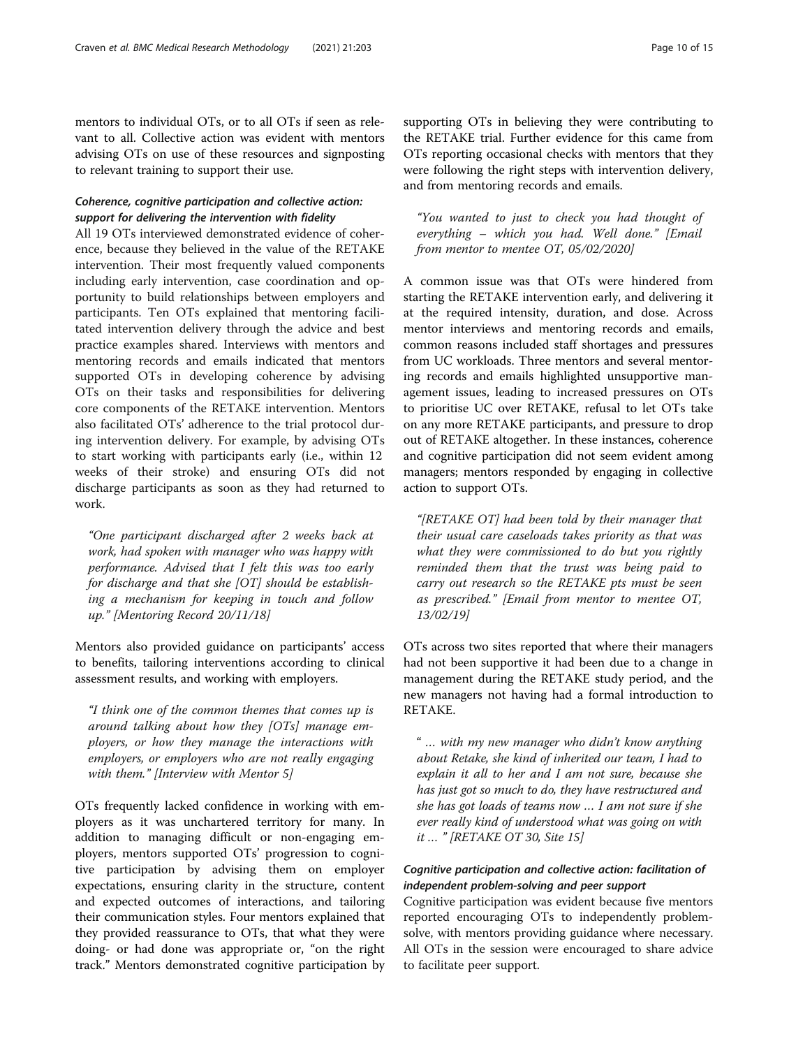mentors to individual OTs, or to all OTs if seen as relevant to all. Collective action was evident with mentors advising OTs on use of these resources and signposting to relevant training to support their use.

#### *Coherence, cognitive participation and collective action: support for delivering the intervention with fidelity*

All 19 OTs interviewed demonstrated evidence of coherence, because they believed in the value of the RETAKE intervention. Their most frequently valued components including early intervention, case coordination and opportunity to build relationships between employers and participants. Ten OTs explained that mentoring facilitated intervention delivery through the advice and best practice examples shared. Interviews with mentors and mentoring records and emails indicated that mentors supported OTs in developing coherence by advising OTs on their tasks and responsibilities for delivering core components of the RETAKE intervention. Mentors also facilitated OTs' adherence to the trial protocol during intervention delivery. For example, by advising OTs to start working with participants early (i.e., within 12 weeks of their stroke) and ensuring OTs did not discharge participants as soon as they had returned to work.

> *"One participant discharged after 2 weeks back at work, had spoken with manager who was happy with performance. Advised that I felt this was too early for discharge and that she [OT] should be establishing a mechanism for keeping in touch and follow up." [Mentoring Record 20/11/18]*

Mentors also provided guidance on participants' access to benefits, tailoring interventions according to clinical assessment results, and working with employers.

> *"I think one of the common themes that comes up is around talking about how they [OTs] manage employers, or how they manage the interactions with employers, or employers who are not really engaging with them." [Interview with Mentor 5]*

OTs frequently lacked confidence in working with employers as it was unchartered territory for many. In addition to managing difficult or non-engaging employers, mentors supported OTs' progression to cognitive participation by advising them on employer expectations, ensuring clarity in the structure, content and expected outcomes of interactions, and tailoring their communication styles. Four mentors explained that they provided reassurance to OTs, that what they were doing- or had done was appropriate or, "on the right track." Mentors demonstrated cognitive participation by supporting OTs in believing they were contributing to the RETAKE trial. Further evidence for this came from OTs reporting occasional checks with mentors that they were following the right steps with intervention delivery, and from mentoring records and emails.

> *"You wanted to just to check you had thought of everything – which you had. Well done." [Email from mentor to mentee OT, 05/02/2020]*

A common issue was that OTs were hindered from starting the RETAKE intervention early, and delivering it at the required intensity, duration, and dose. Across mentor interviews and mentoring records and emails, common reasons included staff shortages and pressures from UC workloads. Three mentors and several mentoring records and emails highlighted unsupportive management issues, leading to increased pressures on OTs to prioritise UC over RETAKE, refusal to let OTs take on any more RETAKE participants, and pressure to drop out of RETAKE altogether. In these instances, coherence and cognitive participation did not seem evident among managers; mentors responded by engaging in collective action to support OTs.

> *"[RETAKE OT] had been told by their manager that their usual care caseloads takes priority as that was what they were commissioned to do but you rightly reminded them that the trust was being paid to carry out research so the RETAKE pts must be seen as prescribed." [Email from mentor to mentee OT, 13/02/19]*

OTs across two sites reported that where their managers had not been supportive it had been due to a change in management during the RETAKE study period, and the new managers not having had a formal introduction to RETAKE.

> *" … with my new manager who didn't know anything about Retake, she kind of inherited our team, I had to explain it all to her and I am not sure, because she has just got so much to do, they have restructured and she has got loads of teams now … I am not sure if she ever really kind of understood what was going on with it … " [RETAKE OT 30, Site 15]*

#### *Cognitive participation and collective action: facilitation of independent problem-solving and peer support*

Cognitive participation was evident because five mentors reported encouraging OTs to independently problem-solve, with mentors providing guidance where necessary. All OTs in the session were encouraged to share advice to facilitate peer support.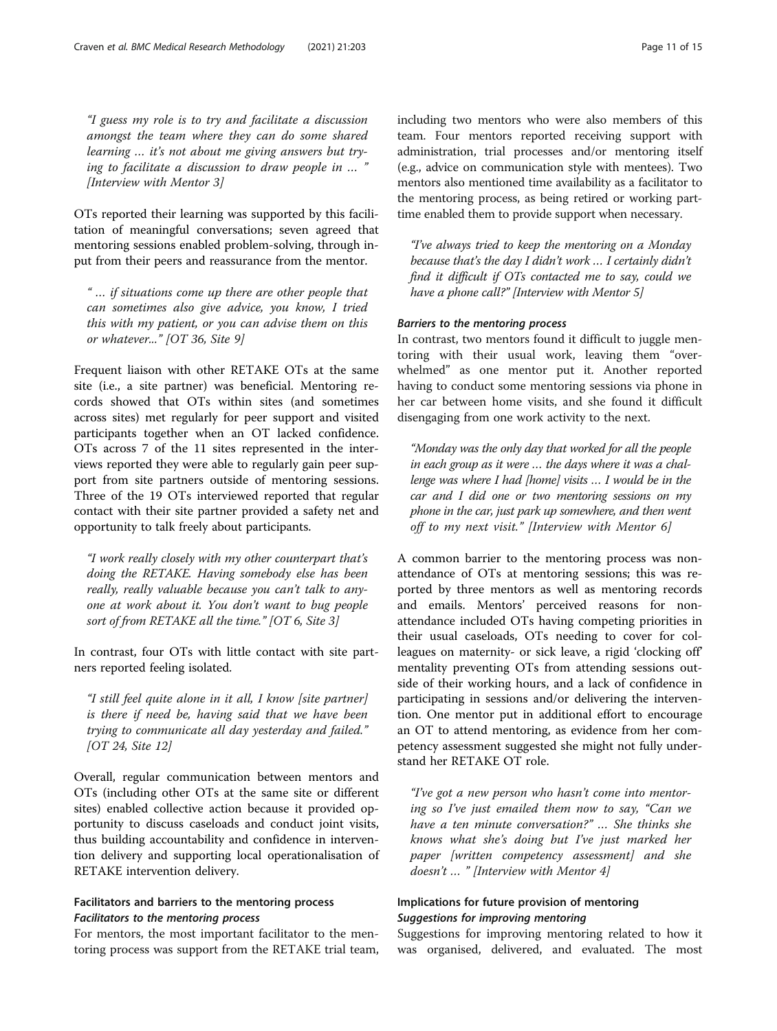"I guess my role is to try and facilitate a discussion amongst the team where they can do some shared learning … it's not about me giving answers but trying to facilitate a discussion to draw people in … " [Interview with Mentor 3]

OTs reported their learning was supported by this facilitation of meaningful conversations; seven agreed that mentoring sessions enabled problem-solving, through input from their peers and reassurance from the mentor.

" … if situations come up there are other people that can sometimes also give advice, you know, I tried this with my patient, or you can advise them on this or whatever..." [OT 36, Site 9]

Frequent liaison with other RETAKE OTs at the same site (i.e., a site partner) was beneficial. Mentoring records showed that OTs within sites (and sometimes across sites) met regularly for peer support and visited participants together when an OT lacked confidence. OTs across 7 of the 11 sites represented in the interviews reported they were able to regularly gain peer support from site partners outside of mentoring sessions. Three of the 19 OTs interviewed reported that regular contact with their site partner provided a safety net and opportunity to talk freely about participants.

"I work really closely with my other counterpart that's doing the RETAKE. Having somebody else has been really, really valuable because you can't talk to anyone at work about it. You don't want to bug people sort of from RETAKE all the time." [OT 6, Site 3]

In contrast, four OTs with little contact with site partners reported feeling isolated.

"I still feel quite alone in it all, I know [site partner] is there if need be, having said that we have been trying to communicate all day yesterday and failed." [OT 24, Site 12]

Overall, regular communication between mentors and OTs (including other OTs at the same site or different sites) enabled collective action because it provided opportunity to discuss caseloads and conduct joint visits, thus building accountability and confidence in intervention delivery and supporting local operationalisation of RETAKE intervention delivery.

## Facilitators and barriers to the mentoring process

### *Facilitators to the mentoring process*

For mentors, the most important facilitator to the mentoring process was support from the RETAKE trial team, including two mentors who were also members of this team. Four mentors reported receiving support with administration, trial processes and/or mentoring itself (e.g., advice on communication style with mentees). Two mentors also mentioned time availability as a facilitator to the mentoring process, as being retired or working part-time enabled them to provide support when necessary.

"I've always tried to keep the mentoring on a Monday because that's the day I didn't work … I certainly didn't find it difficult if OTs contacted me to say, could we have a phone call?" [Interview with Mentor 5]

### *Barriers to the mentoring process*

In contrast, two mentors found it difficult to juggle mentoring with their usual work, leaving them "overwhelmed" as one mentor put it. Another reported having to conduct some mentoring sessions via phone in her car between home visits, and she found it difficult disengaging from one work activity to the next.

"Monday was the only day that worked for all the people in each group as it were … the days where it was a challenge was where I had [home] visits … I would be in the car and I did one or two mentoring sessions on my phone in the car, just park up somewhere, and then went off to my next visit." [Interview with Mentor 6]

A common barrier to the mentoring process was non-attendance of OTs at mentoring sessions; this was reported by three mentors as well as mentoring records and emails. Mentors' perceived reasons for non-attendance included OTs having competing priorities in their usual caseloads, OTs needing to cover for colleagues on maternity- or sick leave, a rigid 'clocking off' mentality preventing OTs from attending sessions outside of their working hours, and a lack of confidence in participating in sessions and/or delivering the intervention. One mentor put in additional effort to encourage an OT to attend mentoring, as evidence from her competency assessment suggested she might not fully understand her RETAKE OT role.

"I've got a new person who hasn't come into mentoring so I've just emailed them now to say, "Can we have a ten minute conversation?" … She thinks she knows what she's doing but I've just marked her paper [written competency assessment] and she doesn't … " [Interview with Mentor 4]

## Implications for future provision of mentoring

### *Suggestions for improving mentoring*

Suggestions for improving mentoring related to how it was organised, delivered, and evaluated. The most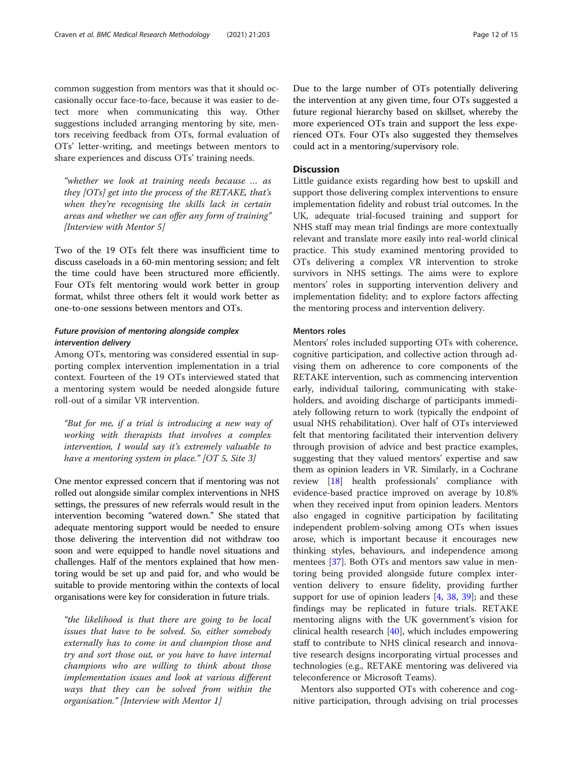common suggestion from mentors was that it should occasionally occur face-to-face, because it was easier to detect more when communicating this way. Other suggestions included arranging mentoring by site, mentors receiving feedback from OTs, formal evaluation of OTs' letter-writing, and meetings between mentors to share experiences and discuss OTs' training needs.

> *"whether we look at training needs because … as they [OTs] get into the process of the RETAKE, that's when they're recognising the skills lack in certain areas and whether we can offer any form of training"* [Interview with Mentor 5]

Two of the 19 OTs felt there was insufficient time to discuss caseloads in a 60-min mentoring session; and felt the time could have been structured more efficiently. Four OTs felt mentoring would work better in group format, whilst three others felt it would work better as one-to-one sessions between mentors and OTs.

#### *Future provision of mentoring alongside complex intervention delivery*

Among OTs, mentoring was considered essential in supporting complex intervention implementation in a trial context. Fourteen of the 19 OTs interviewed stated that a mentoring system would be needed alongside future roll-out of a similar VR intervention.

> *"But for me, if a trial is introducing a new way of working with therapists that involves a complex intervention, I would say it's extremely valuable to have a mentoring system in place."* [OT 5, Site 3]

One mentor expressed concern that if mentoring was not rolled out alongside similar complex interventions in NHS settings, the pressures of new referrals would result in the intervention becoming "watered down." She stated that adequate mentoring support would be needed to ensure those delivering the intervention did not withdraw too soon and were equipped to handle novel situations and challenges. Half of the mentors explained that how mentoring would be set up and paid for, and who would be suitable to provide mentoring within the contexts of local organisations were key for consideration in future trials.

> *"the likelihood is that there are going to be local issues that have to be solved. So, either somebody externally has to come in and champion those and try and sort those out, or you have to have internal champions who are willing to think about those implementation issues and look at various different ways that they can be solved from within the organisation."* [Interview with Mentor 1]

Due to the large number of OTs potentially delivering the intervention at any given time, four OTs suggested a future regional hierarchy based on skillset, whereby the more experienced OTs train and support the less experienced OTs. Four OTs also suggested they themselves could act in a mentoring/supervisory role.

## Discussion

Little guidance exists regarding how best to upskill and support those delivering complex interventions to ensure implementation fidelity and robust trial outcomes. In the UK, adequate trial-focused training and support for NHS staff may mean trial findings are more contextually relevant and translate more easily into real-world clinical practice. This study examined mentoring provided to OTs delivering a complex VR intervention to stroke survivors in NHS settings. The aims were to explore mentors' roles in supporting intervention delivery and implementation fidelity; and to explore factors affecting the mentoring process and intervention delivery.

### Mentors roles

Mentors' roles included supporting OTs with coherence, cognitive participation, and collective action through advising them on adherence to core components of the RETAKE intervention, such as commencing intervention early, individual tailoring, communicating with stakeholders, and avoiding discharge of participants immediately following return to work (typically the endpoint of usual NHS rehabilitation). Over half of OTs interviewed felt that mentoring facilitated their intervention delivery through provision of advice and best practice examples, suggesting that they valued mentors' expertise and saw them as opinion leaders in VR. Similarly, in a Cochrane review [18] health professionals' compliance with evidence-based practice improved on average by 10.8% when they received input from opinion leaders. Mentors also engaged in cognitive participation by facilitating independent problem-solving among OTs when issues arose, which is important because it encourages new thinking styles, behaviours, and independence among mentees [37]. Both OTs and mentors saw value in mentoring being provided alongside future complex intervention delivery to ensure fidelity, providing further support for use of opinion leaders [4, 38, 39]; and these findings may be replicated in future trials. RETAKE mentoring aligns with the UK government's vision for clinical health research [40], which includes empowering staff to contribute to NHS clinical research and innovative research designs incorporating virtual processes and technologies (e.g., RETAKE mentoring was delivered via teleconference or Microsoft Teams).

Mentors also supported OTs with coherence and cognitive participation, through advising on trial processes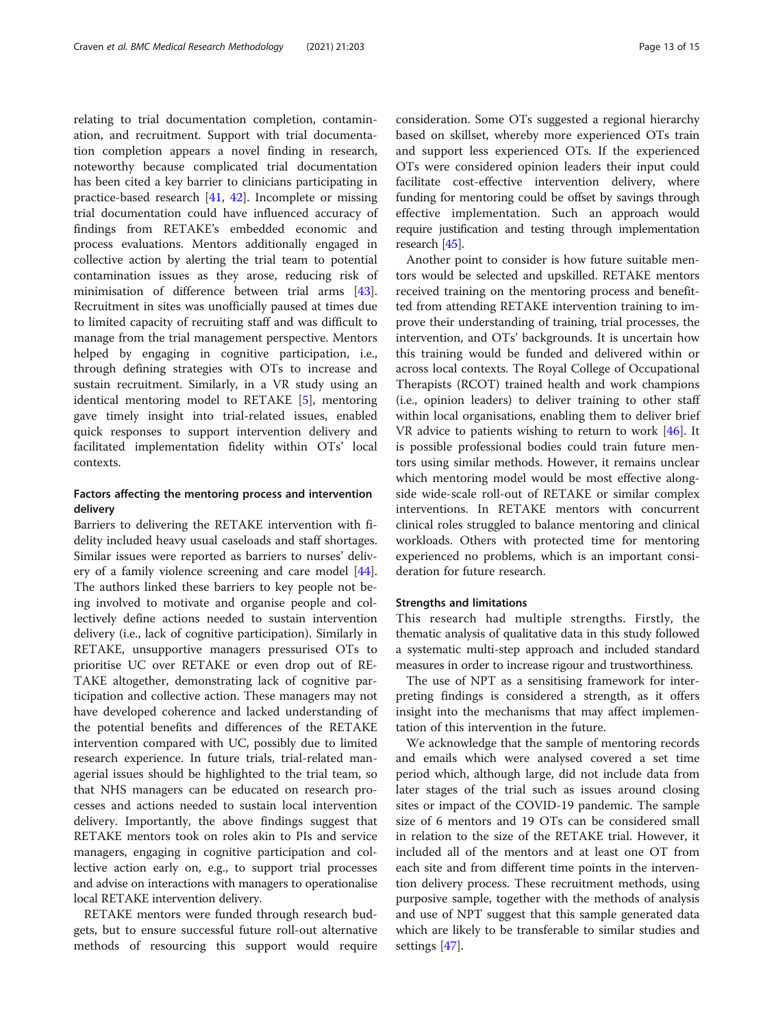relating to trial documentation completion, contamination, and recruitment. Support with trial documentation completion appears a novel finding in research, noteworthy because complicated trial documentation has been cited a key barrier to clinicians participating in practice-based research [41, 42]. Incomplete or missing trial documentation could have influenced accuracy of findings from RETAKE's embedded economic and process evaluations. Mentors additionally engaged in collective action by alerting the trial team to potential contamination issues as they arose, reducing risk of minimisation of difference between trial arms [43]. Recruitment in sites was unofficially paused at times due to limited capacity of recruiting staff and was difficult to manage from the trial management perspective. Mentors helped by engaging in cognitive participation, i.e., through defining strategies with OTs to increase and sustain recruitment. Similarly, in a VR study using an identical mentoring model to RETAKE [5], mentoring gave timely insight into trial-related issues, enabled quick responses to support intervention delivery and facilitated implementation fidelity within OTs' local contexts.

### Factors affecting the mentoring process and intervention delivery

Barriers to delivering the RETAKE intervention with fidelity included heavy usual caseloads and staff shortages. Similar issues were reported as barriers to nurses' delivery of a family violence screening and care model [44]. The authors linked these barriers to key people not being involved to motivate and organise people and collectively define actions needed to sustain intervention delivery (i.e., lack of cognitive participation). Similarly in RETAKE, unsupportive managers pressurised OTs to prioritise UC over RETAKE or even drop out of RETAKE altogether, demonstrating lack of cognitive participation and collective action. These managers may not have developed coherence and lacked understanding of the potential benefits and differences of the RETAKE intervention compared with UC, possibly due to limited research experience. In future trials, trial-related managerial issues should be highlighted to the trial team, so that NHS managers can be educated on research processes and actions needed to sustain local intervention delivery. Importantly, the above findings suggest that RETAKE mentors took on roles akin to PIs and service managers, engaging in cognitive participation and collective action early on, e.g., to support trial processes and advise on interactions with managers to operationalise local RETAKE intervention delivery.

RETAKE mentors were funded through research budgets, but to ensure successful future roll-out alternative methods of resourcing this support would require consideration. Some OTs suggested a regional hierarchy based on skillset, whereby more experienced OTs train and support less experienced OTs. If the experienced OTs were considered opinion leaders their input could facilitate cost-effective intervention delivery, where funding for mentoring could be offset by savings through effective implementation. Such an approach would require justification and testing through implementation research [45].

Another point to consider is how future suitable mentors would be selected and upskilled. RETAKE mentors received training on the mentoring process and benefitted from attending RETAKE intervention training to improve their understanding of training, trial processes, the intervention, and OTs' backgrounds. It is uncertain how this training would be funded and delivered within or across local contexts. The Royal College of Occupational Therapists (RCOT) trained health and work champions (i.e., opinion leaders) to deliver training to other staff within local organisations, enabling them to deliver brief VR advice to patients wishing to return to work [46]. It is possible professional bodies could train future mentors using similar methods. However, it remains unclear which mentoring model would be most effective alongside wide-scale roll-out of RETAKE or similar complex interventions. In RETAKE mentors with concurrent clinical roles struggled to balance mentoring and clinical workloads. Others with protected time for mentoring experienced no problems, which is an important consideration for future research.

### Strengths and limitations

This research had multiple strengths. Firstly, the thematic analysis of qualitative data in this study followed a systematic multi-step approach and included standard measures in order to increase rigour and trustworthiness.

The use of NPT as a sensitising framework for interpreting findings is considered a strength, as it offers insight into the mechanisms that may affect implementation of this intervention in the future.

We acknowledge that the sample of mentoring records and emails which were analysed covered a set time period which, although large, did not include data from later stages of the trial such as issues around closing sites or impact of the COVID-19 pandemic. The sample size of 6 mentors and 19 OTs can be considered small in relation to the size of the RETAKE trial. However, it included all of the mentors and at least one OT from each site and from different time points in the intervention delivery process. These recruitment methods, using purposive sample, together with the methods of analysis and use of NPT suggest that this sample generated data which are likely to be transferable to similar studies and settings [47].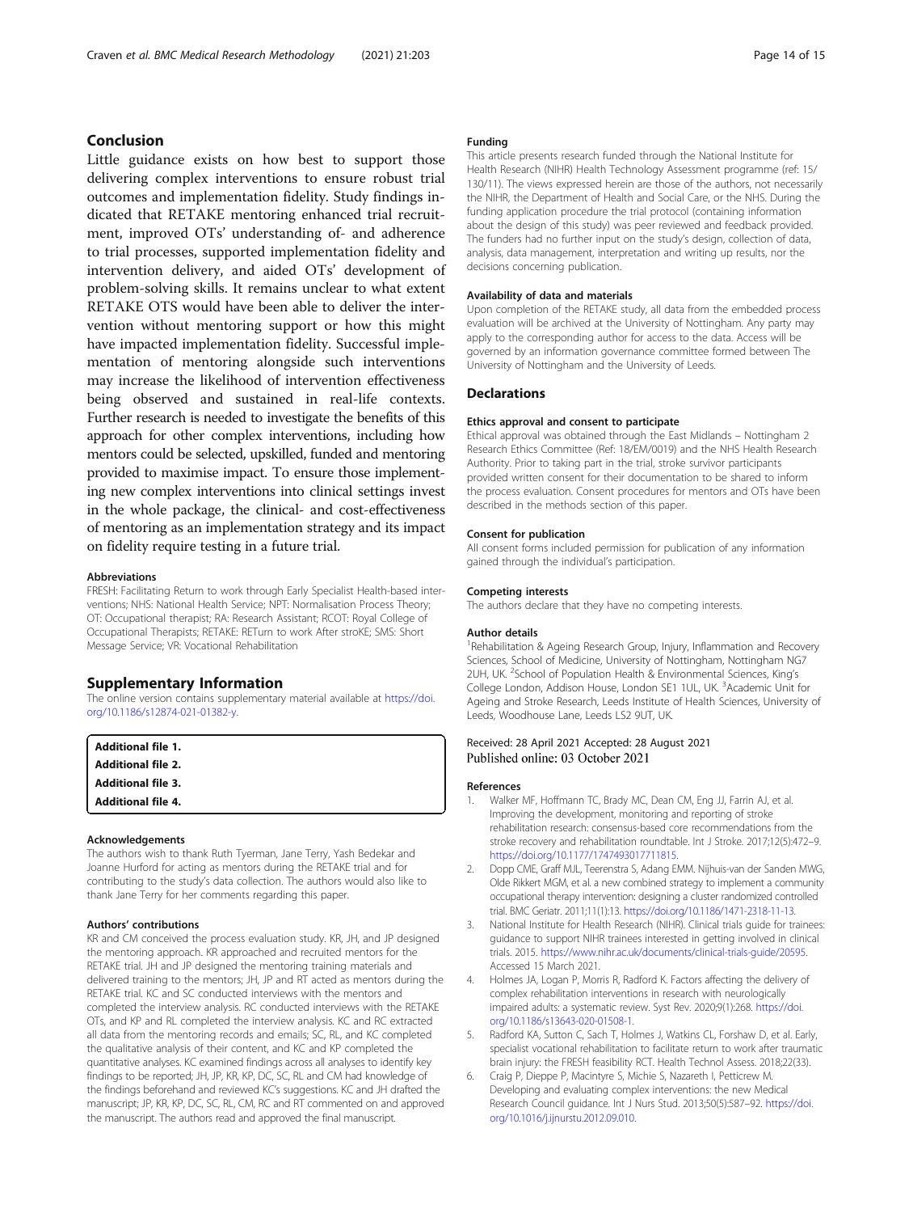## Conclusion

Little guidance exists on how best to support those delivering complex interventions to ensure robust trial outcomes and implementation fidelity. Study findings indicated that RETAKE mentoring enhanced trial recruitment, improved OTs' understanding of- and adherence to trial processes, supported implementation fidelity and intervention delivery, and aided OTs' development of problem-solving skills. It remains unclear to what extent RETAKE OTS would have been able to deliver the intervention without mentoring support or how this might have impacted implementation fidelity. Successful implementation of mentoring alongside such interventions may increase the likelihood of intervention effectiveness being observed and sustained in real-life contexts. Further research is needed to investigate the benefits of this approach for other complex interventions, including how mentors could be selected, upskilled, funded and mentoring provided to maximise impact. To ensure those implementing new complex interventions into clinical settings invest in the whole package, the clinical- and cost-effectiveness of mentoring as an implementation strategy and its impact on fidelity require testing in a future trial.

### Abbreviations

FRESH: Facilitating Return to work through Early Specialist Health-based interventions; NHS: National Health Service; NPT: Normalisation Process Theory; OT: Occupational therapist; RA: Research Assistant; RCOT: Royal College of Occupational Therapists; RETAKE: RETurn to work After stroKE; SMS: Short Message Service; VR: Vocational Rehabilitation

## Supplementary Information

The online version contains supplementary material available at https://doi.org/10.1186/s12874-021-01382-y.

**Additional file 1.**
**Additional file 2.**
**Additional file 3.**
**Additional file 4.**

### Acknowledgements

The authors wish to thank Ruth Tyerman, Jane Terry, Yash Bedekar and Joanne Hurford for acting as mentors during the RETAKE trial and for contributing to the study's data collection. The authors would also like to thank Jane Terry for her comments regarding this paper.

### Authors' contributions

KR and CM conceived the process evaluation study. KR, JH, and JP designed the mentoring approach. KR approached and recruited mentors for the RETAKE trial. JH and JP designed the mentoring training materials and delivered training to the mentors; JH, JP and RT acted as mentors during the RETAKE trial. KC and SC conducted interviews with the mentors and completed the interview analysis. RC conducted interviews with the RETAKE OTs, and KP and RL completed the interview analysis. KC and RC extracted all data from the mentoring records and emails; SC, RL, and KC completed the qualitative analysis of their content, and KC and KP completed the quantitative analyses. KC examined findings across all analyses to identify key findings to be reported; JH, JP, KR, KP, DC, SC, RL and CM had knowledge of the findings beforehand and reviewed KC's suggestions. KC and JH drafted the manuscript; JP, KR, KP, DC, SC, RL, CM, RC and RT commented on and approved the manuscript. The authors read and approved the final manuscript.

### Funding

This article presents research funded through the National Institute for Health Research (NIHR) Health Technology Assessment programme (ref: 15/130/11). The views expressed herein are those of the authors, not necessarily the NIHR, the Department of Health and Social Care, or the NHS. During the funding application procedure the trial protocol (containing information about the design of this study) was peer reviewed and feedback provided. The funders had no further input on the study's design, collection of data, analysis, data management, interpretation and writing up results, nor the decisions concerning publication.

### Availability of data and materials

Upon completion of the RETAKE study, all data from the embedded process evaluation will be archived at the University of Nottingham. Any party may apply to the corresponding author for access to the data. Access will be governed by an information governance committee formed between The University of Nottingham and the University of Leeds.

## Declarations

### Ethics approval and consent to participate

Ethical approval was obtained through the East Midlands – Nottingham 2 Research Ethics Committee (Ref: 18/EM/0019) and the NHS Health Research Authority. Prior to taking part in the trial, stroke survivor participants provided written consent for their documentation to be shared to inform the process evaluation. Consent procedures for mentors and OTs have been described in the methods section of this paper.

### Consent for publication

All consent forms included permission for publication of any information gained through the individual's participation.

### Competing interests

The authors declare that they have no competing interests.

### Author details

[1]Rehabilitation & Ageing Research Group, Injury, Inflammation and Recovery Sciences, School of Medicine, University of Nottingham, Nottingham NG7 2UH, UK. [2]School of Population Health & Environmental Sciences, King's College London, Addison House, London SE1 1UL, UK. [3]Academic Unit for Ageing and Stroke Research, Leeds Institute of Health Sciences, University of Leeds, Woodhouse Lane, Leeds LS2 9UT, UK.

Received: 28 April 2021 Accepted: 28 August 2021
Published online: 03 October 2021

### References

1. Walker MF, Hoffmann TC, Brady MC, Dean CM, Eng JJ, Farrin AJ, et al. Improving the development, monitoring and reporting of stroke rehabilitation research: consensus-based core recommendations from the stroke recovery and rehabilitation roundtable. Int J Stroke. 2017;12(5):472–9. https://doi.org/10.1177/1747493017711815.
2. Dopp CME, Graff MJL, Teerenstra S, Adang EMM. Nijhuis-van der Sanden MWG, Olde Rikkert MGM, et al. a new combined strategy to implement a community occupational therapy intervention: designing a cluster randomized controlled trial. BMC Geriatr. 2011;11(1):13. https://doi.org/10.1186/1471-2318-11-13.
3. National Institute for Health Research (NIHR). Clinical trials guide for trainees: guidance to support NIHR trainees interested in getting involved in clinical trials. 2015. https://www.nihr.ac.uk/documents/clinical-trials-guide/20595. Accessed 15 March 2021.
4. Holmes JA, Logan P, Morris R, Radford K. Factors affecting the delivery of complex rehabilitation interventions in research with neurologically impaired adults: a systematic review. Syst Rev. 2020;9(1):268. https://doi.org/10.1186/s13643-020-01508-1.
5. Radford KA, Sutton C, Sach T, Holmes J, Watkins CL, Forshaw D, et al. Early, specialist vocational rehabilitation to facilitate return to work after traumatic brain injury: the FRESH feasibility RCT. Health Technol Assess. 2018;22(33).
6. Craig P, Dieppe P, Macintyre S, Michie S, Nazareth I, Petticrew M. Developing and evaluating complex interventions: the new Medical Research Council guidance. Int J Nurs Stud. 2013;50(5):587–92. https://doi.org/10.1016/j.ijnurstu.2012.09.010.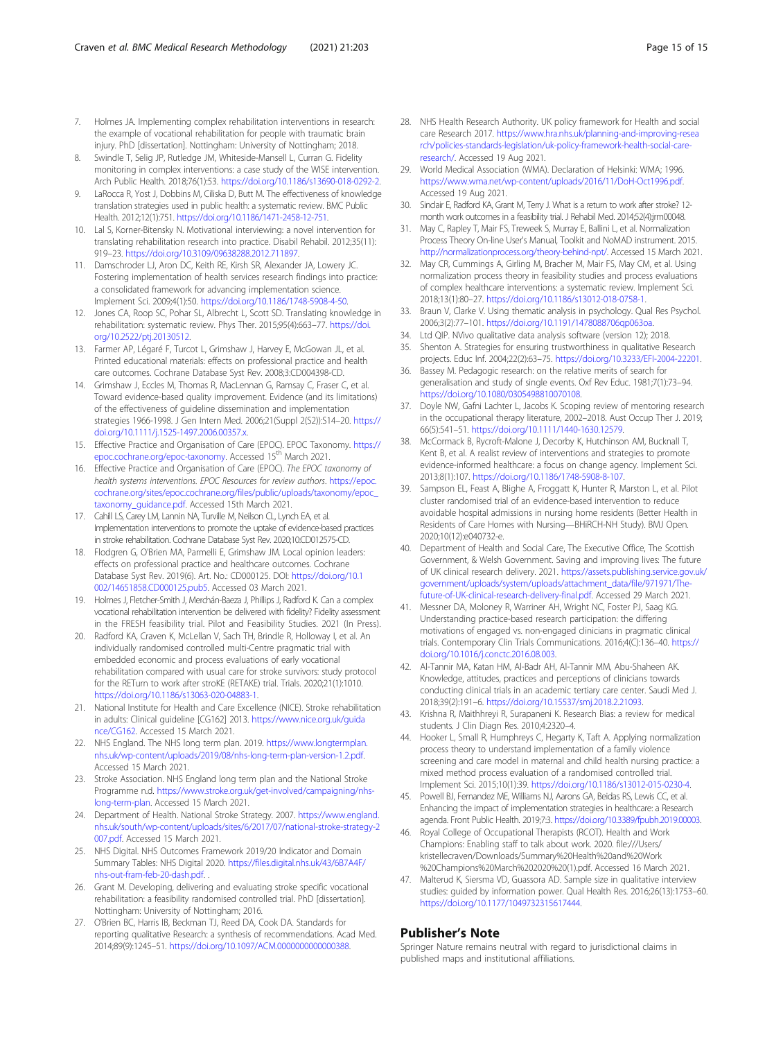7. Holmes JA. Implementing complex rehabilitation interventions in research: the example of vocational rehabilitation for people with traumatic brain injury. PhD [dissertation]. Nottingham: University of Nottingham; 2018.
8. Swindle T, Selig JP, Rutledge JM, Whiteside-Mansell L, Curran G. Fidelity monitoring in complex interventions: a case study of the WISE intervention. Arch Public Health. 2018;76(1):53. https://doi.org/10.1186/s13690-018-0292-2.
9. LaRocca R, Yost J, Dobbins M, Ciliska D, Butt M. The effectiveness of knowledge translation strategies used in public health: a systematic review. BMC Public Health. 2012;12(1):751. https://doi.org/10.1186/1471-2458-12-751.
10. Lal S, Korner-Bitensky N. Motivational interviewing: a novel intervention for translating rehabilitation research into practice. Disabil Rehabil. 2012;35(11): 919–23. https://doi.org/10.3109/09638288.2012.711897.
11. Damschroder LJ, Aron DC, Keith RE, Kirsh SR, Alexander JA, Lowery JC. Fostering implementation of health services research findings into practice: a consolidated framework for advancing implementation science. Implement Sci. 2009;4(1):50. https://doi.org/10.1186/1748-5908-4-50.
12. Jones CA, Roop SC, Pohar SL, Albrecht L, Scott SD. Translating knowledge in rehabilitation: systematic review. Phys Ther. 2015;95(4):663–77. https://doi.org/10.2522/ptj.20130512.
13. Farmer AP, Légaré F, Turcot L, Grimshaw J, Harvey E, McGowan JL, et al. Printed educational materials: effects on professional practice and health care outcomes. Cochrane Database Syst Rev. 2008;3:CD004398-CD.
14. Grimshaw J, Eccles M, Thomas R, MacLennan G, Ramsay C, Fraser C, et al. Toward evidence-based quality improvement. Evidence (and its limitations) of the effectiveness of guideline dissemination and implementation strategies 1966-1998. J Gen Intern Med. 2006;21(Suppl 2(S2)):S14–20. https://doi.org/10.1111/j.1525-1497.2006.00357.x.
15. Effective Practice and Organisation of Care (EPOC). EPOC Taxonomy. https://epoc.cochrane.org/epoc-taxonomy. Accessed 15th March 2021.
16. Effective Practice and Organisation of Care (EPOC). *The EPOC taxonomy of health systems interventions. EPOC Resources for review authors*. https://epoc.cochrane.org/sites/epoc.cochrane.org/files/public/uploads/taxonomy/epoc_taxonomy_guidance.pdf. Accessed 15th March 2021.
17. Cahill LS, Carey LM, Lannin NA, Turville M, Neilson CL, Lynch EA, et al. Implementation interventions to promote the uptake of evidence-based practices in stroke rehabilitation. Cochrane Database Syst Rev. 2020;10:CD012575-CD.
18. Flodgren G, O'Brien MA, Parmelli E, Grimshaw JM. Local opinion leaders: effects on professional practice and healthcare outcomes. Cochrane Database Syst Rev. 2019(6). Art. No.: CD000125. DOI: https://doi.org/10.1002/14651858.CD000125.pub5. Accessed 03 March 2021.
19. Holmes J, Fletcher-Smith J, Merchán-Baeza J, Phillips J, Radford K. Can a complex vocational rehabilitation intervention be delivered with fidelity? Fidelity assessment in the FRESH feasibility trial. Pilot and Feasibility Studies. 2021 (In Press).
20. Radford KA, Craven K, McLellan V, Sach TH, Brindle R, Holloway I, et al. An individually randomised controlled multi-Centre pragmatic trial with embedded economic and process evaluations of early vocational rehabilitation compared with usual care for stroke survivors: study protocol for the RETurn to work after stroKE (RETAKE) trial. Trials. 2020;21(1):1010. https://doi.org/10.1186/s13063-020-04883-1.
21. National Institute for Health and Care Excellence (NICE). Stroke rehabilitation in adults: Clinical guideline [CG162] 2013. https://www.nice.org.uk/guidance/CG162. Accessed 15 March 2021.
22. NHS England. The NHS long term plan. 2019. https://www.longtermplan.nhs.uk/wp-content/uploads/2019/08/nhs-long-term-plan-version-1.2.pdf. Accessed 15 March 2021.
23. Stroke Association. NHS England long term plan and the National Stroke Programme n.d. https://www.stroke.org.uk/get-involved/campaigning/nhs-long-term-plan. Accessed 15 March 2021.
24. Department of Health. National Stroke Strategy. 2007. https://www.england.nhs.uk/south/wp-content/uploads/sites/6/2017/07/national-stroke-strategy-2007.pdf. Accessed 15 March 2021.
25. NHS Digital. NHS Outcomes Framework 2019/20 Indicator and Domain Summary Tables: NHS Digital 2020. https://files.digital.nhs.uk/43/6B7A4F/nhs-out-fram-feb-20-dash.pdf. .
26. Grant M. Developing, delivering and evaluating stroke specific vocational rehabilitation: a feasibility randomised controlled trial. PhD [dissertation]. Nottingham: University of Nottingham; 2016.
27. O'Brien BC, Harris IB, Beckman TJ, Reed DA, Cook DA. Standards for reporting qualitative Research: a synthesis of recommendations. Acad Med. 2014;89(9):1245–51. https://doi.org/10.1097/ACM.0000000000000388.
28. NHS Health Research Authority. UK policy framework for Health and social care Research 2017. https://www.hra.nhs.uk/planning-and-improving-research/policies-standards-legislation/uk-policy-framework-health-social-care-research/. Accessed 19 Aug 2021.
29. World Medical Association (WMA). Declaration of Helsinki: WMA; 1996. https://www.wma.net/wp-content/uploads/2016/11/DoH-Oct1996.pdf. Accessed 19 Aug 2021.
30. Sinclair E, Radford KA, Grant M, Terry J. What is a return to work after stroke? 12-month work outcomes in a feasibility trial. J Rehabil Med. 2014;52(4):jrm00048.
31. May C, Rapley T, Mair FS, Treweek S, Murray E, Ballini L, et al. Normalization Process Theory On-line User's Manual, Toolkit and NoMAD instrument. 2015. http://normalizationprocess.org/theory-behind-npt/. Accessed 15 March 2021.
32. May CR, Cummings A, Girling M, Bracher M, Mair FS, May CM, et al. Using normalization process theory in feasibility studies and process evaluations of complex healthcare interventions: a systematic review. Implement Sci. 2018;13(1):80–27. https://doi.org/10.1186/s13012-018-0758-1.
33. Braun V, Clarke V. Using thematic analysis in psychology. Qual Res Psychol. 2006;3(2):77–101. https://doi.org/10.1191/1478088706qp063oa.
34. Ltd QIP. NVivo qualitative data analysis software (version 12); 2018.
35. Shenton A. Strategies for ensuring trustworthiness in qualitative Research projects. Educ Inf. 2004;22(2):63–75. https://doi.org/10.3233/EFI-2004-22201.
36. Bassey M. Pedagogic research: on the relative merits of search for generalisation and study of single events. Oxf Rev Educ. 1981;7(1):73–94. https://doi.org/10.1080/0305498810070108.
37. Doyle NW, Gafni Lachter L, Jacobs K. Scoping review of mentoring research in the occupational therapy literature, 2002–2018. Aust Occup Ther J. 2019; 66(5):541–51. https://doi.org/10.1111/1440-1630.12579.
38. McCormack B, Rycroft-Malone J, Decorby K, Hutchinson AM, Bucknall T, Kent B, et al. A realist review of interventions and strategies to promote evidence-informed healthcare: a focus on change agency. Implement Sci. 2013;8(1):107. https://doi.org/10.1186/1748-5908-8-107.
39. Sampson EL, Feast A, Blighe A, Froggatt K, Hunter R, Marston L, et al. Pilot cluster randomised trial of an evidence-based intervention to reduce avoidable hospital admissions in nursing home residents (Better Health in Residents of Care Homes with Nursing—BHiRCH-NH Study). BMJ Open. 2020;10(12):e040732-e.
40. Department of Health and Social Care, The Executive Office, The Scottish Government, & Welsh Government. Saving and improving lives: The future of UK clinical research delivery. 2021. https://assets.publishing.service.gov.uk/government/uploads/system/uploads/attachment_data/file/971971/The-future-of-UK-clinical-research-delivery-final.pdf. Accessed 29 March 2021.
41. Messner DA, Moloney R, Warriner AH, Wright NC, Foster PJ, Saag KG. Understanding practice-based research participation: the differing motivations of engaged vs. non-engaged clinicians in pragmatic clinical trials. Contemporary Clin Trials Communications. 2016;4(C):136–40. https://doi.org/10.1016/j.conctc.2016.08.003.
42. Al-Tannir MA, Katan HM, Al-Badr AH, Al-Tannir MM, Abu-Shaheen AK. Knowledge, attitudes, practices and perceptions of clinicians towards conducting clinical trials in an academic tertiary care center. Saudi Med J. 2018;39(2):191–6. https://doi.org/10.15537/smj.2018.2.21093.
43. Krishna R, Maithhreyi R, Surapaneni K. Research Bias: a review for medical students. J Clin Diagn Res. 2010;4:2320–4.
44. Hooker L, Small R, Humphreys C, Hegarty K, Taft A. Applying normalization process theory to understand implementation of a family violence screening and care model in maternal and child health nursing practice: a mixed method process evaluation of a randomised controlled trial. Implement Sci. 2015;10(1):39. https://doi.org/10.1186/s13012-015-0230-4.
45. Powell BJ, Fernandez ME, Williams NJ, Aarons GA, Beidas RS, Lewis CC, et al. Enhancing the impact of implementation strategies in healthcare: a Research agenda. Front Public Health. 2019;7:3. https://doi.org/10.3389/fpubh.2019.00003.
46. Royal College of Occupational Therapists (RCOT). Health and Work Champions: Enabling staff to talk about work. 2020. file:///Users/kristellecraven/Downloads/Summary%20Health%20and%20Work%20Champions%20March%202020%20(1).pdf. Accessed 16 March 2021.
47. Malterud K, Siersma VD, Guassora AD. Sample size in qualitative interview studies: guided by information power. Qual Health Res. 2016;26(13):1753–60. https://doi.org/10.1177/1049732315617444.

## Publisher's Note

Springer Nature remains neutral with regard to jurisdictional claims in published maps and institutional affiliations.